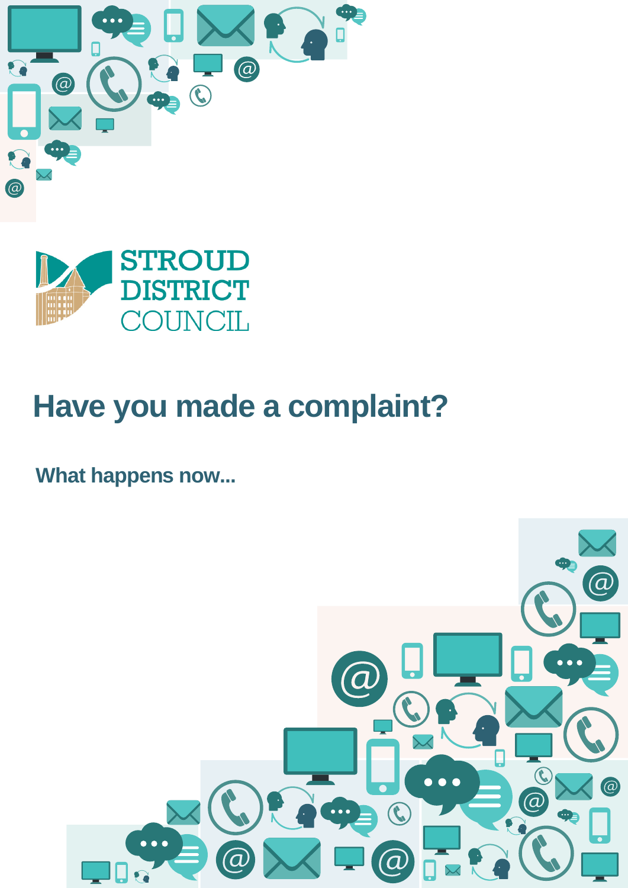STROUD DISTRICT COUNCIL

# Have you made a complaint?

## What happens now...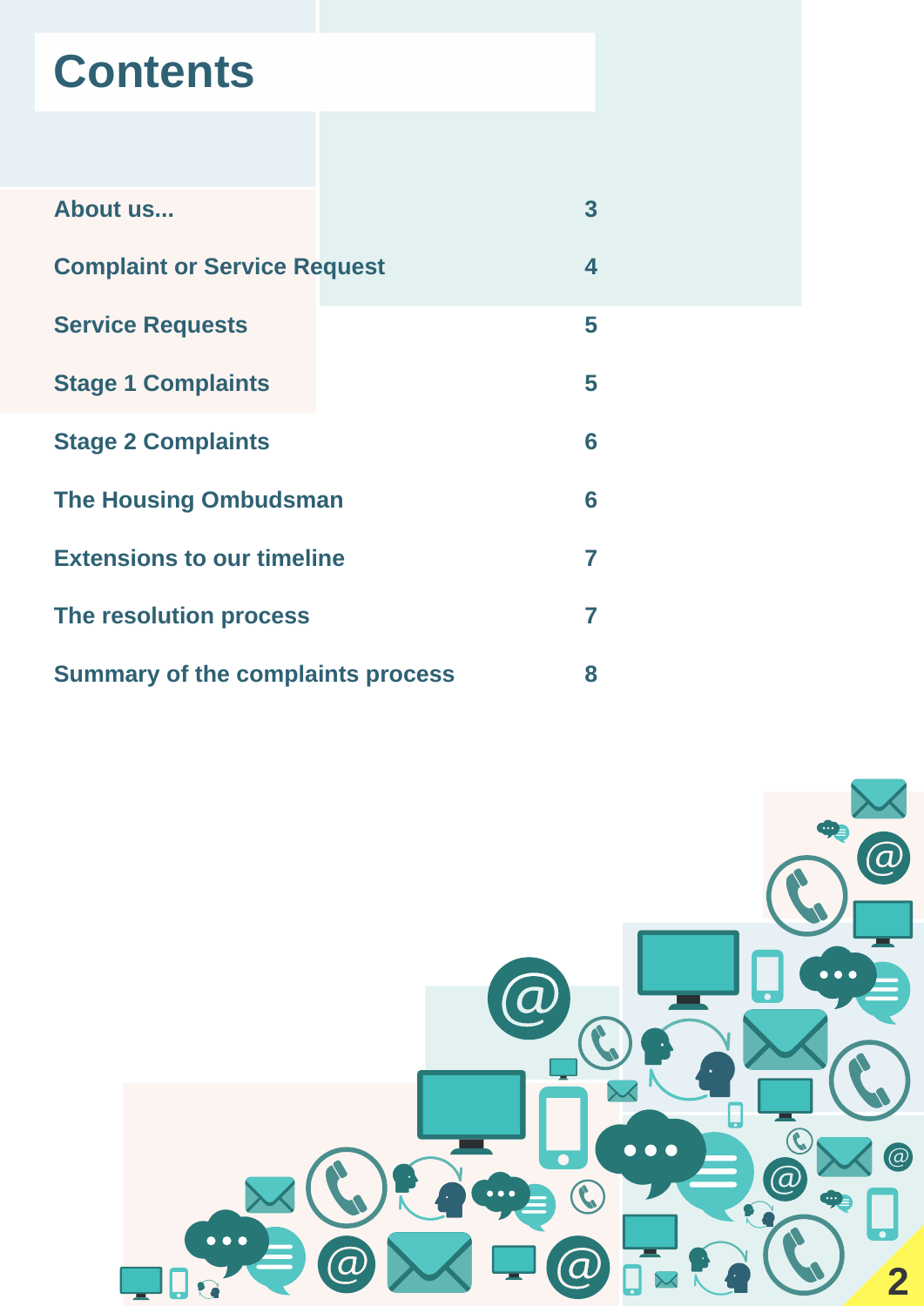# Contents

| | |
|---|---|
| About us... | 3 |
| Complaint or Service Request | 4 |
| Service Requests | 5 |
| Stage 1 Complaints | 5 |
| Stage 2 Complaints | 6 |
| The Housing Ombudsman | 6 |
| Extensions to our timeline | 7 |
| The resolution process | 7 |
| Summary of the complaints process | 8 |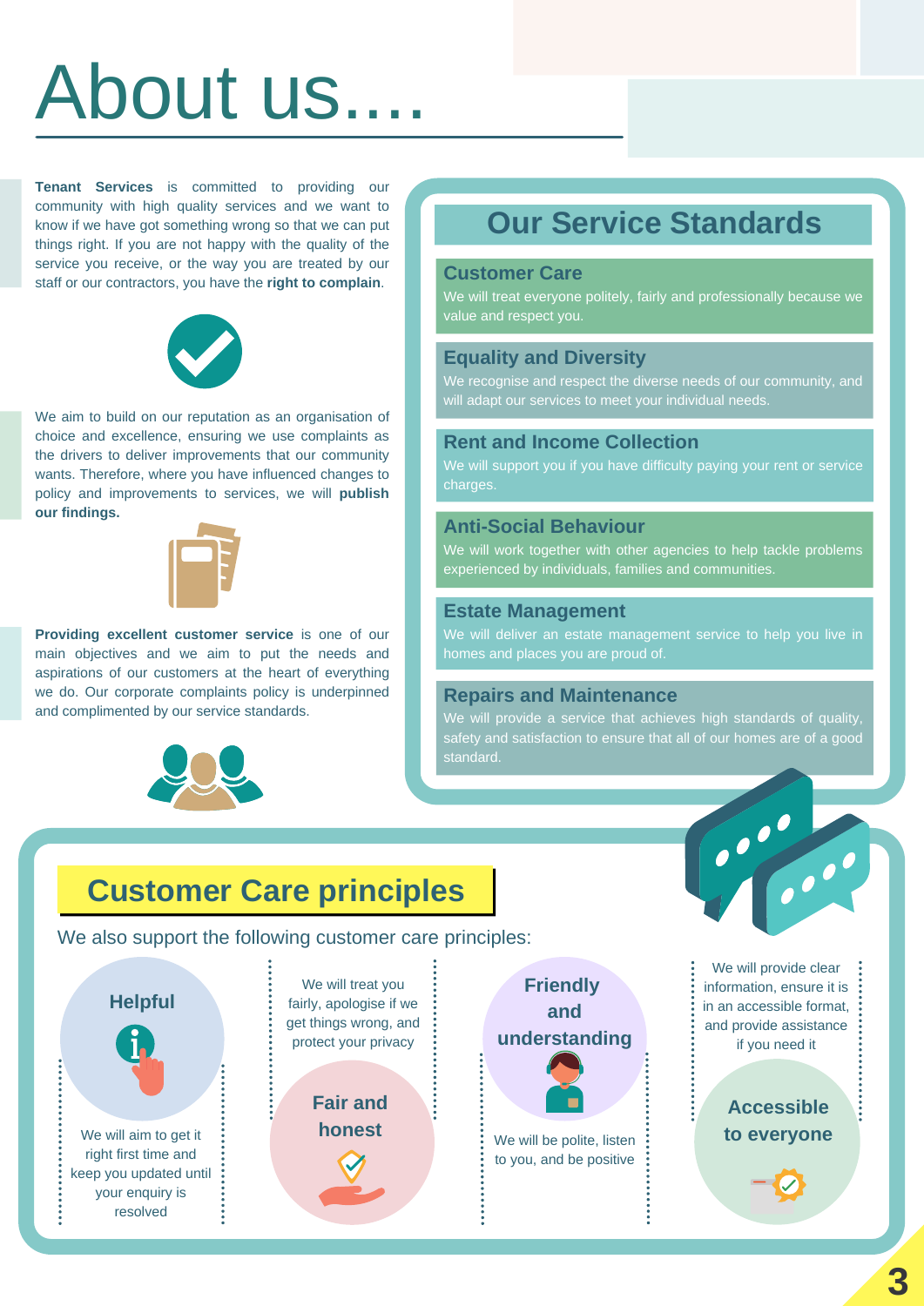# About us....

**Tenant Services** is committed to providing our community with high quality services and we want to know if we have got something wrong so that we can put things right. If you are not happy with the quality of the service you receive, or the way you are treated by our staff or our contractors, you have the **right to complain**.

We aim to build on our reputation as an organisation of choice and excellence, ensuring we use complaints as the drivers to deliver improvements that our community wants. Therefore, where you have influenced changes to policy and improvements to services, we will **publish our findings.**

**Providing excellent customer service** is one of our main objectives and we aim to put the needs and aspirations of our customers at the heart of everything we do. Our corporate complaints policy is underpinned and complimented by our service standards.

## Our Service Standards

### Customer Care

We will treat everyone politely, fairly and professionally because we value and respect you.

### Equality and Diversity

We recognise and respect the diverse needs of our community, and will adapt our services to meet your individual needs.

### Rent and Income Collection

We will support you if you have difficulty paying your rent or service charges.

### Anti-Social Behaviour

We will work together with other agencies to help tackle problems experienced by individuals, families and communities.

### Estate Management

We will deliver an estate management service to help you live in homes and places you are proud of.

### Repairs and Maintenance

We will provide a service that achieves high standards of quality, safety and satisfaction to ensure that all of our homes are of a good standard.

## Customer Care principles

We also support the following customer care principles:

**Helpful**

We will aim to get it right first time and keep you updated until your enquiry is resolved

**Fair and honest**

We will treat you fairly, apologise if we get things wrong, and protect your privacy

**Friendly and understanding**

We will be polite, listen to you, and be positive

**Accessible to everyone**

We will provide clear information, ensure it is in an accessible format, and provide assistance if you need it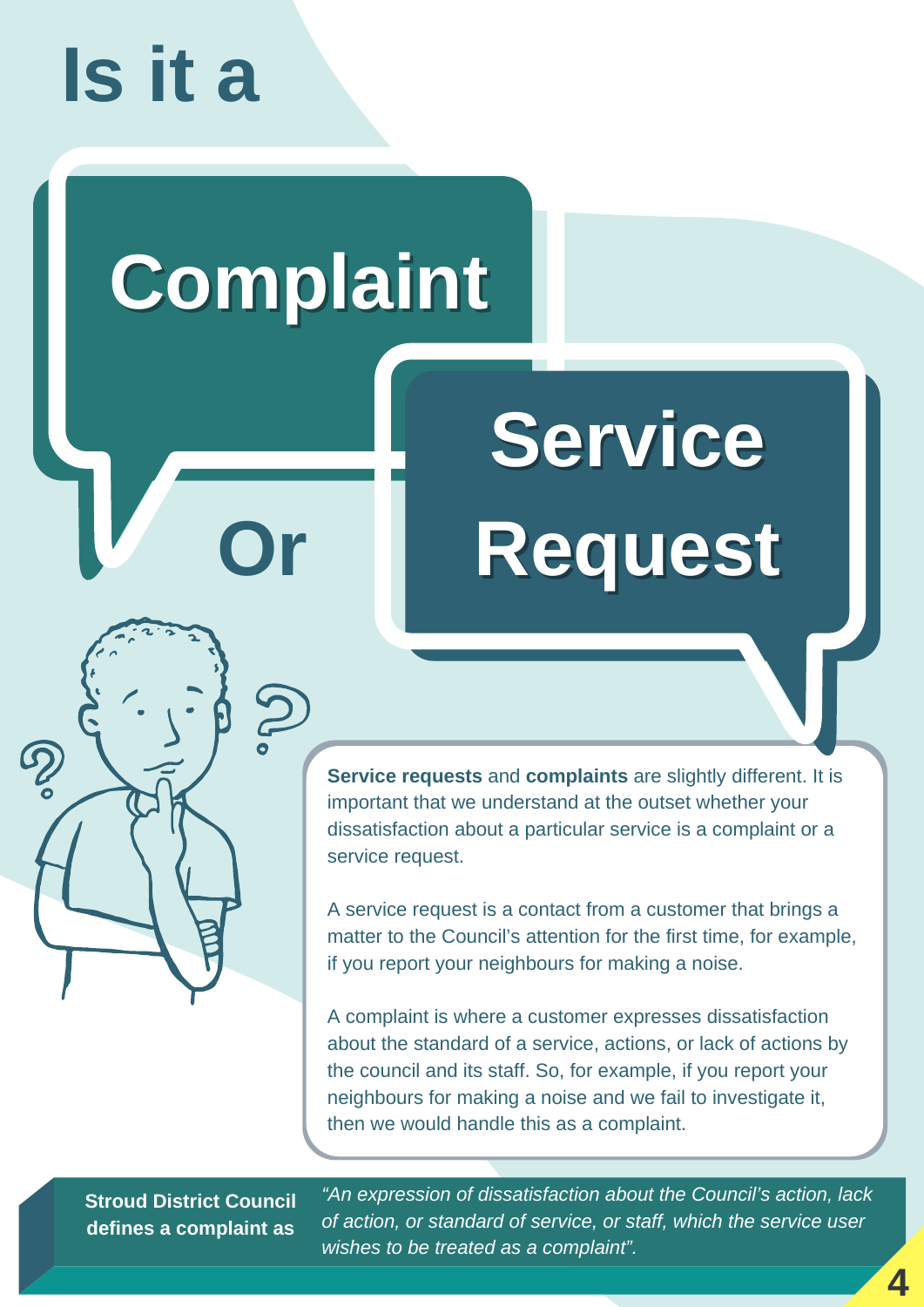# Is it a Complaint Or Service Request

**Service requests** and **complaints** are slightly different. It is important that we understand at the outset whether your dissatisfaction about a particular service is a complaint or a service request.

A service request is a contact from a customer that brings a matter to the Council's attention for the first time, for example, if you report your neighbours for making a noise.

A complaint is where a customer expresses dissatisfaction about the standard of a service, actions, or lack of actions by the council and its staff. So, for example, if you report your neighbours for making a noise and we fail to investigate it, then we would handle this as a complaint.

**Stroud District Council defines a complaint as** *"An expression of dissatisfaction about the Council's action, lack of action, or standard of service, or staff, which the service user wishes to be treated as a complaint".*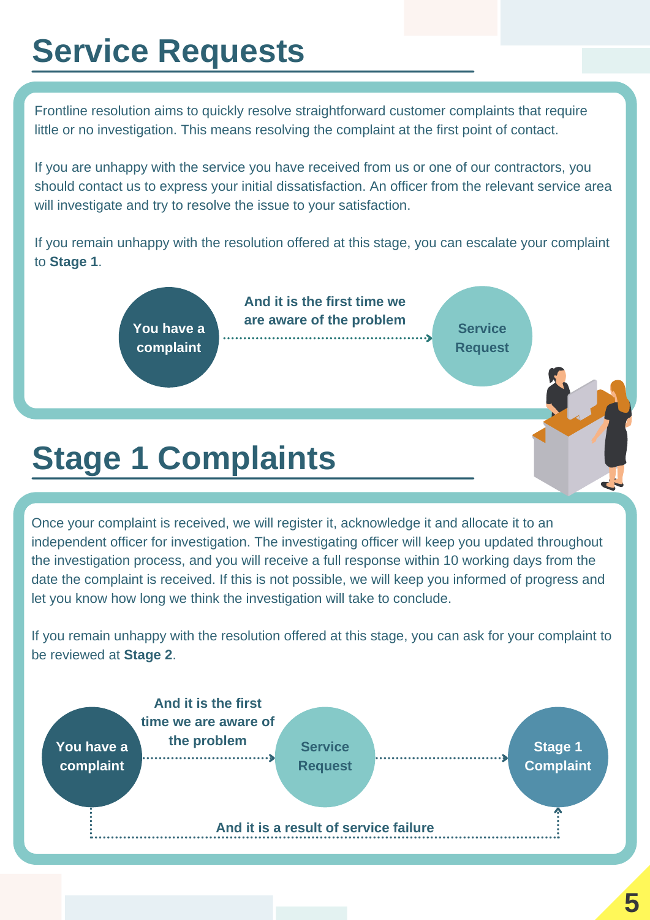# Service Requests

Frontline resolution aims to quickly resolve straightforward customer complaints that require little or no investigation. This means resolving the complaint at the first point of contact.

If you are unhappy with the service you have received from us or one of our contractors, you should contact us to express your initial dissatisfaction. An officer from the relevant service area will investigate and try to resolve the issue to your satisfaction.

If you remain unhappy with the resolution offered at this stage, you can escalate your complaint to **Stage 1**.

You have a complaint → And it is the first time we are aware of the problem → Service Request

# Stage 1 Complaints

Once your complaint is received, we will register it, acknowledge it and allocate it to an independent officer for investigation. The investigating officer will keep you updated throughout the investigation process, and you will receive a full response within 10 working days from the date the complaint is received. If this is not possible, we will keep you informed of progress and let you know how long we think the investigation will take to conclude.

If you remain unhappy with the resolution offered at this stage, you can ask for your complaint to be reviewed at **Stage 2**.

You have a complaint → And it is the first time we are aware of the problem → Service Request → Stage 1 Complaint

You have a complaint → And it is a result of service failure → Stage 1 Complaint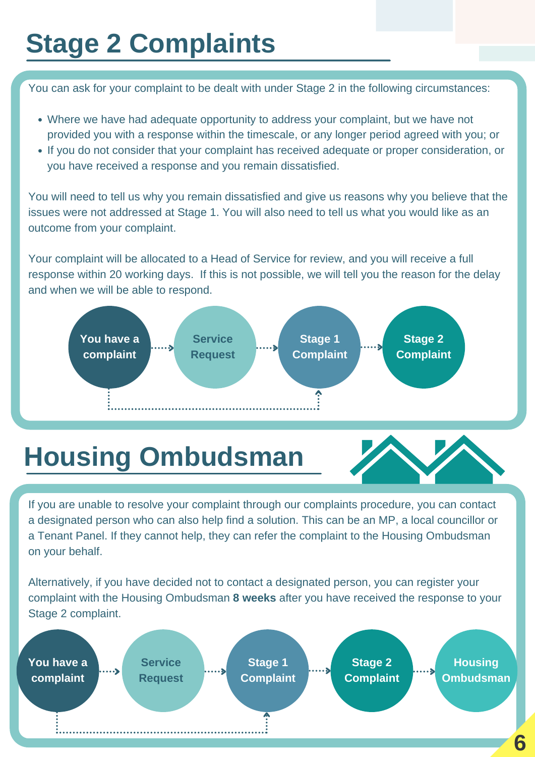# Stage 2 Complaints

You can ask for your complaint to be dealt with under Stage 2 in the following circumstances:

- Where we have had adequate opportunity to address your complaint, but we have not provided you with a response within the timescale, or any longer period agreed with you; or
- If you do not consider that your complaint has received adequate or proper consideration, or you have received a response and you remain dissatisfied.

You will need to tell us why you remain dissatisfied and give us reasons why you believe that the issues were not addressed at Stage 1. You will also need to tell us what you would like as an outcome from your complaint.

Your complaint will be allocated to a Head of Service for review, and you will receive a full response within 20 working days. If this is not possible, we will tell you the reason for the delay and when we will be able to respond.

You have a complaint → Service Request → Stage 1 Complaint → Stage 2 Complaint

# Housing Ombudsman

If you are unable to resolve your complaint through our complaints procedure, you can contact a designated person who can also help find a solution. This can be an MP, a local councillor or a Tenant Panel. If they cannot help, they can refer the complaint to the Housing Ombudsman on your behalf.

Alternatively, if you have decided not to contact a designated person, you can register your complaint with the Housing Ombudsman **8 weeks** after you have received the response to your Stage 2 complaint.

You have a complaint → Service Request → Stage 1 Complaint → Stage 2 Complaint → Housing Ombudsman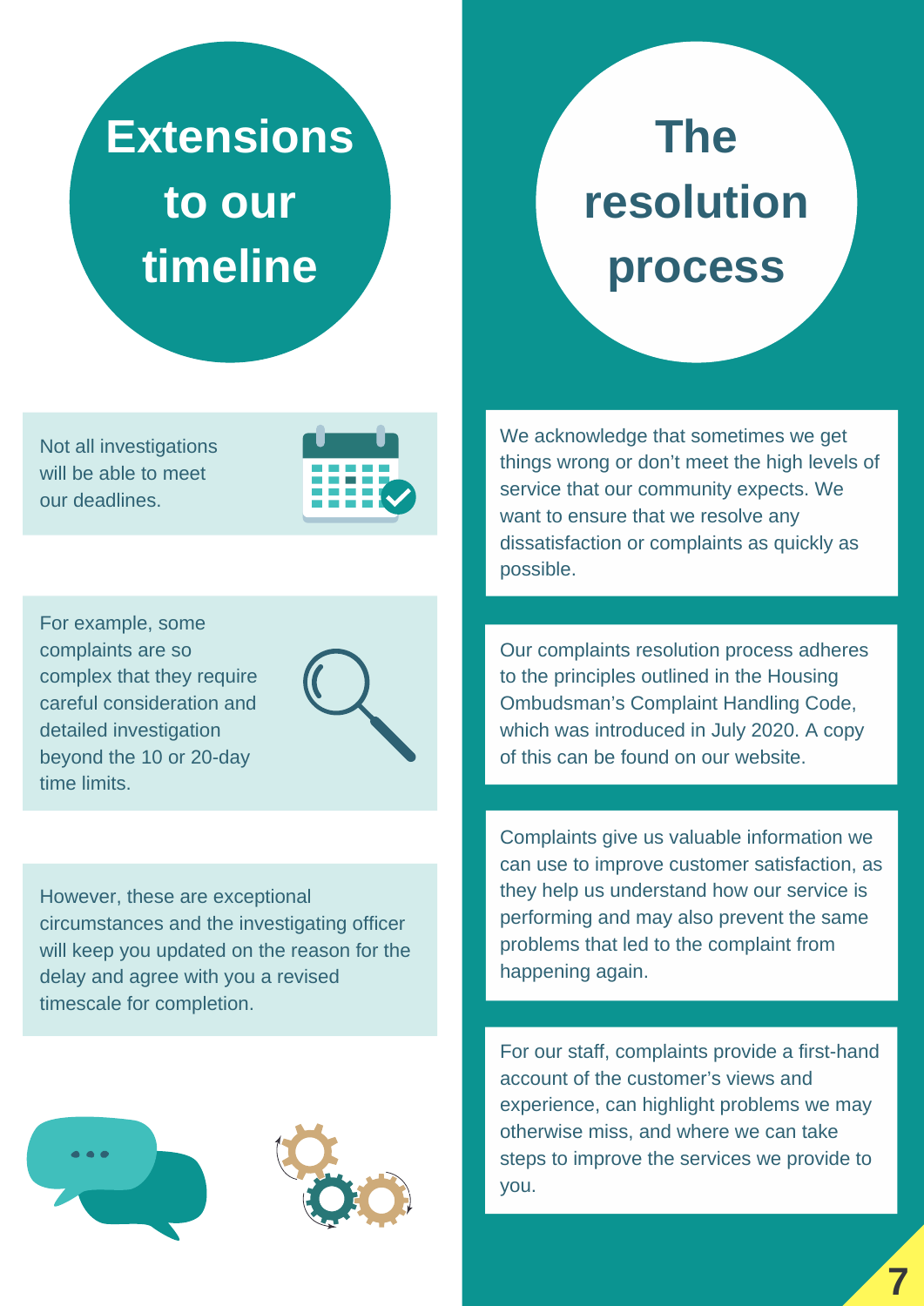# Extensions to our timeline

Not all investigations will be able to meet our deadlines.

For example, some complaints are so complex that they require careful consideration and detailed investigation beyond the 10 or 20-day time limits.

However, these are exceptional circumstances and the investigating officer will keep you updated on the reason for the delay and agree with you a revised timescale for completion.

# The resolution process

We acknowledge that sometimes we get things wrong or don't meet the high levels of service that our community expects. We want to ensure that we resolve any dissatisfaction or complaints as quickly as possible.

Our complaints resolution process adheres to the principles outlined in the Housing Ombudsman's Complaint Handling Code, which was introduced in July 2020. A copy of this can be found on our website.

Complaints give us valuable information we can use to improve customer satisfaction, as they help us understand how our service is performing and may also prevent the same problems that led to the complaint from happening again.

For our staff, complaints provide a first-hand account of the customer's views and experience, can highlight problems we may otherwise miss, and where we can take steps to improve the services we provide to you.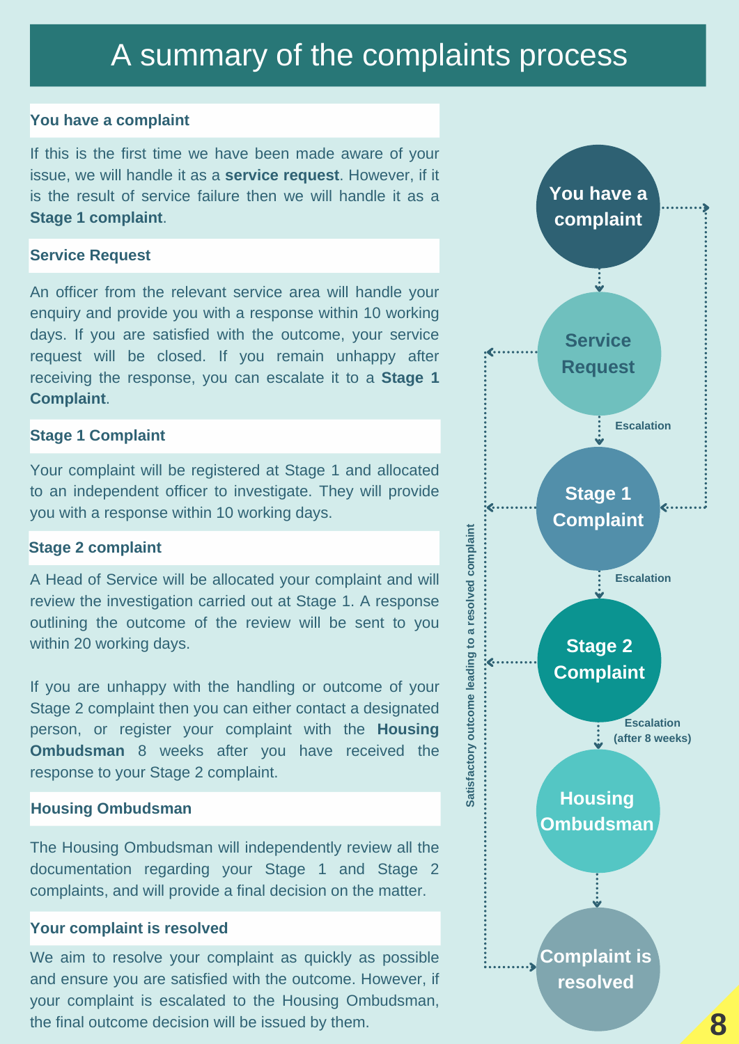# A summary of the complaints process

### You have a complaint

If this is the first time we have been made aware of your issue, we will handle it as a **service request**. However, if it is the result of service failure then we will handle it as a **Stage 1 complaint**.

### Service Request

An officer from the relevant service area will handle your enquiry and provide you with a response within 10 working days. If you are satisfied with the outcome, your service request will be closed. If you remain unhappy after receiving the response, you can escalate it to a **Stage 1 Complaint**.

### Stage 1 Complaint

Your complaint will be registered at Stage 1 and allocated to an independent officer to investigate. They will provide you with a response within 10 working days.

### Stage 2 complaint

A Head of Service will be allocated your complaint and will review the investigation carried out at Stage 1. A response outlining the outcome of the review will be sent to you within 20 working days.

If you are unhappy with the handling or outcome of your Stage 2 complaint then you can either contact a designated person, or register your complaint with the **Housing Ombudsman** 8 weeks after you have received the response to your Stage 2 complaint.

### Housing Ombudsman

The Housing Ombudsman will independently review all the documentation regarding your Stage 1 and Stage 2 complaints, and will provide a final decision on the matter.

### Your complaint is resolved

We aim to resolve your complaint as quickly as possible and ensure you are satisfied with the outcome. However, if your complaint is escalated to the Housing Ombudsman, the final outcome decision will be issued by them.

You have a complaint

Service Request

Escalation

Stage 1 Complaint

Escalation

Stage 2 Complaint

Escalation (after 8 weeks)

Housing Ombudsman

Complaint is resolved

Satisfactory outcome leading to a resolved complaint